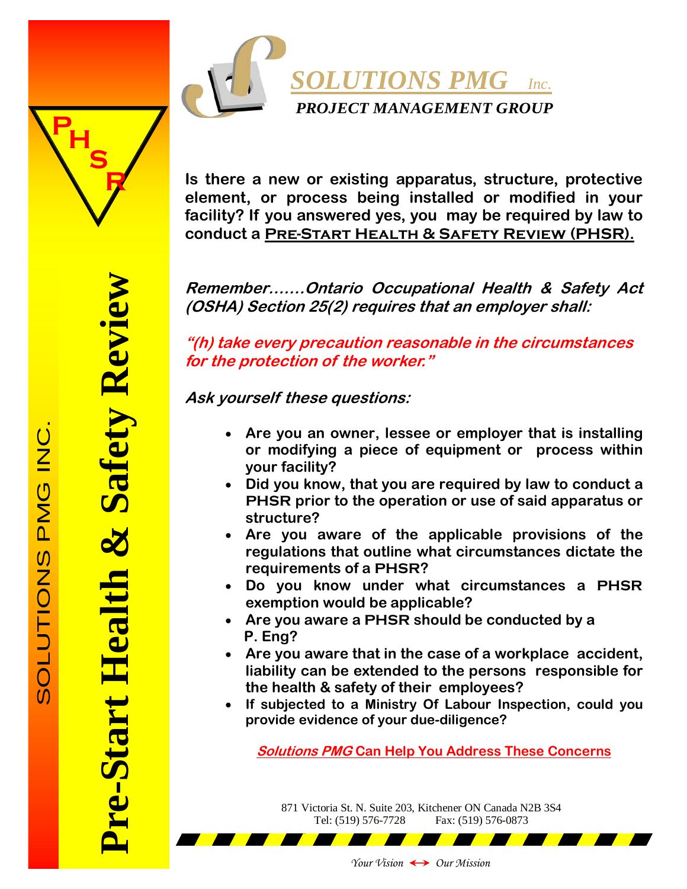# SOLUTIONS PMG Inc.

## PROJECT MANAGEMENT GROUP

# Pre-Start Health & Safety Review

SOLUTIONS PMG INC.

PHSR

**Is there a new or existing apparatus, structure, protective element, or process being installed or modified in your facility? If you answered yes, you may be required by law to conduct a PRE-START HEALTH & SAFETY REVIEW (PHSR).**

***Remember.......Ontario Occupational Health & Safety Act (OSHA) Section 25(2) requires that an employer shall:***

***"(h) take every precaution reasonable in the circumstances for the protection of the worker."***

***Ask yourself these questions:***

- **Are you an owner, lessee or employer that is installing or modifying a piece of equipment or process within your facility?**
- **Did you know, that you are required by law to conduct a PHSR prior to the operation or use of said apparatus or structure?**
- **Are you aware of the applicable provisions of the regulations that outline what circumstances dictate the requirements of a PHSR?**
- **Do you know under what circumstances a PHSR exemption would be applicable?**
- **Are you aware a PHSR should be conducted by a P. Eng?**
- **Are you aware that in the case of a workplace accident, liability can be extended to the persons responsible for the health & safety of their employees?**
- **If subjected to a Ministry Of Labour Inspection, could you provide evidence of your due-diligence?**

***Solutions PMG* Can Help You Address These Concerns**

871 Victoria St. N. Suite 203, Kitchener ON Canada N2B 3S4
Tel: (519) 576-7728 Fax: (519) 576-0873

*Your Vision ↔ Our Mission*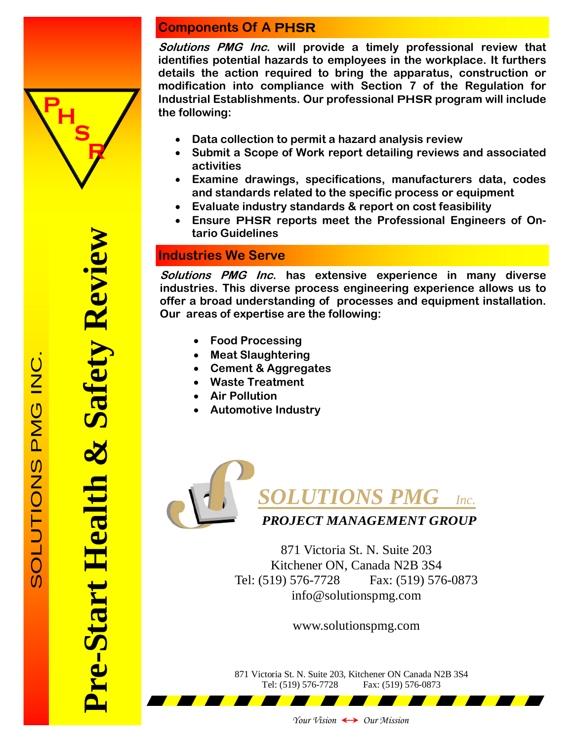SOLUTIONS PMG INC.

# Pre-Start Health & Safety Review

P H S R

## Components Of A PHSR

***Solutions PMG Inc.*** **will provide a timely professional review that identifies potential hazards to employees in the workplace. It furthers details the action required to bring the apparatus, construction or modification into compliance with Section 7 of the Regulation for Industrial Establishments. Our professional PHSR program will include the following:**

- **Data collection to permit a hazard analysis review**
- **Submit a Scope of Work report detailing reviews and associated activities**
- **Examine drawings, specifications, manufacturers data, codes and standards related to the specific process or equipment**
- **Evaluate industry standards & report on cost feasibility**
- **Ensure PHSR reports meet the Professional Engineers of Ontario Guidelines**

## Industries We Serve

***Solutions PMG Inc*****. has extensive experience in many diverse industries. This diverse process engineering experience allows us to offer a broad understanding of processes and equipment installation. Our areas of expertise are the following:**

- **Food Processing**
- **Meat Slaughtering**
- **Cement & Aggregates**
- **Waste Treatment**
- **Air Pollution**
- **Automotive Industry**

*SOLUTIONS PMG Inc.*

***PROJECT MANAGEMENT GROUP***

871 Victoria St. N. Suite 203
Kitchener ON, Canada N2B 3S4
Tel: (519) 576-7728 Fax: (519) 576-0873
info@solutionspmg.com

www.solutionspmg.com

871 Victoria St. N. Suite 203, Kitchener ON Canada N2B 3S4
Tel: (519) 576-7728 Fax: (519) 576-0873

*Your Vision ↔ Our Mission*